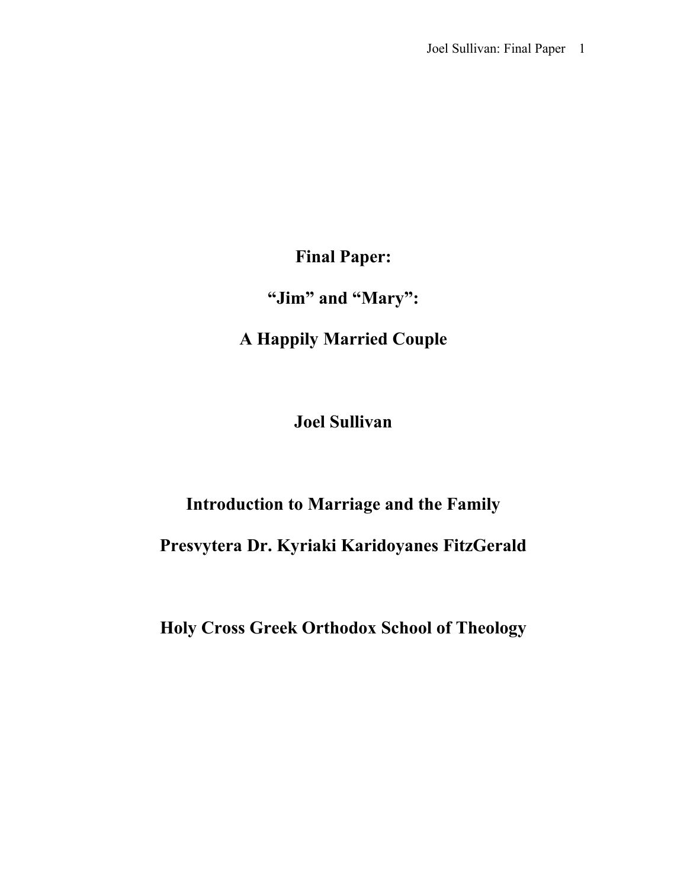# Final Paper:

# "Jim" and "Mary":

# A Happily Married Couple

**Joel Sullivan**

**Introduction to Marriage and the Family**

**Presvytera Dr. Kyriaki Karidoyanes FitzGerald**

**Holy Cross Greek Orthodox School of Theology**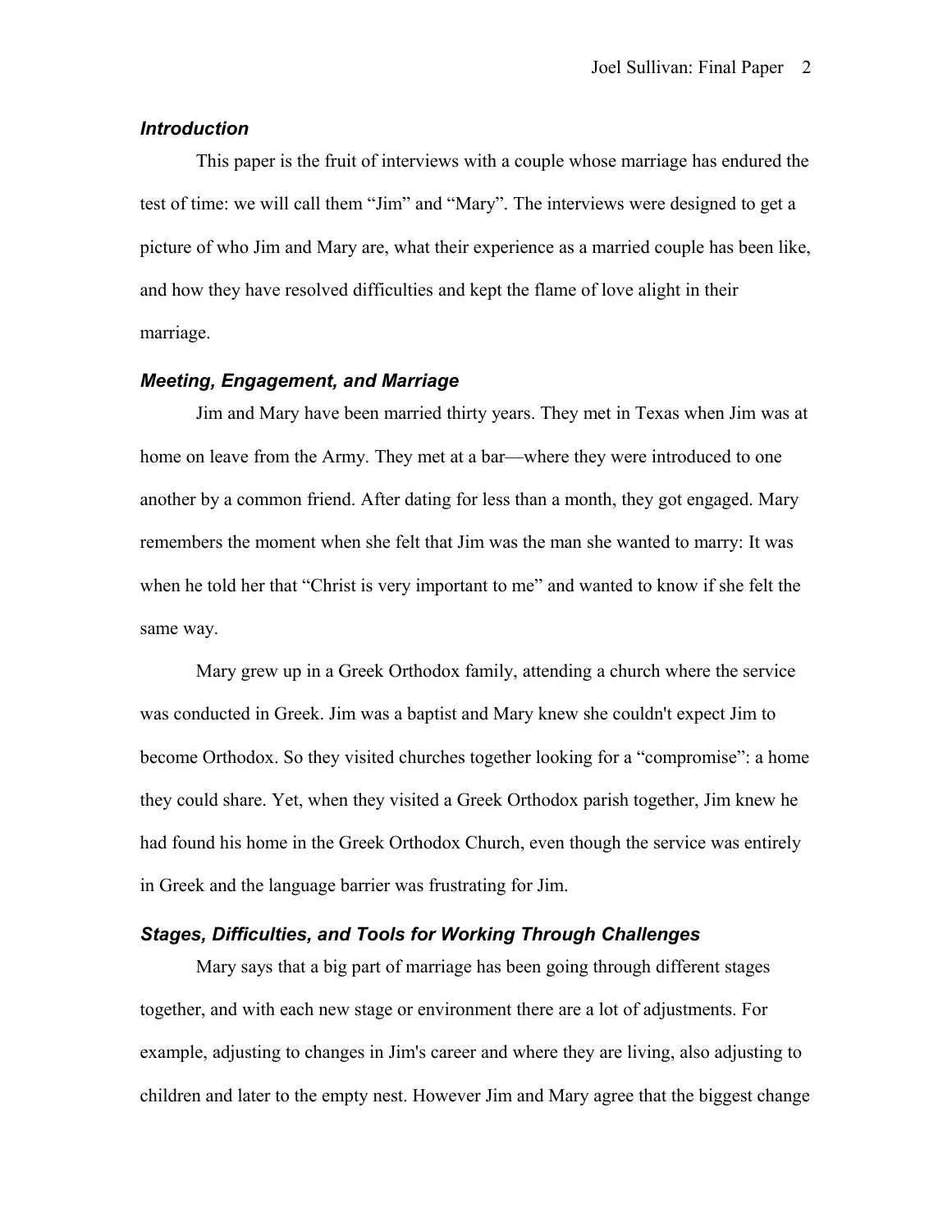### *Introduction*

This paper is the fruit of interviews with a couple whose marriage has endured the test of time: we will call them "Jim" and "Mary". The interviews were designed to get a picture of who Jim and Mary are, what their experience as a married couple has been like, and how they have resolved difficulties and kept the flame of love alight in their marriage.

### *Meeting, Engagement, and Marriage*

Jim and Mary have been married thirty years. They met in Texas when Jim was at home on leave from the Army. They met at a bar—where they were introduced to one another by a common friend. After dating for less than a month, they got engaged. Mary remembers the moment when she felt that Jim was the man she wanted to marry: It was when he told her that "Christ is very important to me" and wanted to know if she felt the same way.

Mary grew up in a Greek Orthodox family, attending a church where the service was conducted in Greek. Jim was a baptist and Mary knew she couldn't expect Jim to become Orthodox. So they visited churches together looking for a "compromise": a home they could share. Yet, when they visited a Greek Orthodox parish together, Jim knew he had found his home in the Greek Orthodox Church, even though the service was entirely in Greek and the language barrier was frustrating for Jim.

### *Stages, Difficulties, and Tools for Working Through Challenges*

Mary says that a big part of marriage has been going through different stages together, and with each new stage or environment there are a lot of adjustments. For example, adjusting to changes in Jim's career and where they are living, also adjusting to children and later to the empty nest. However Jim and Mary agree that the biggest change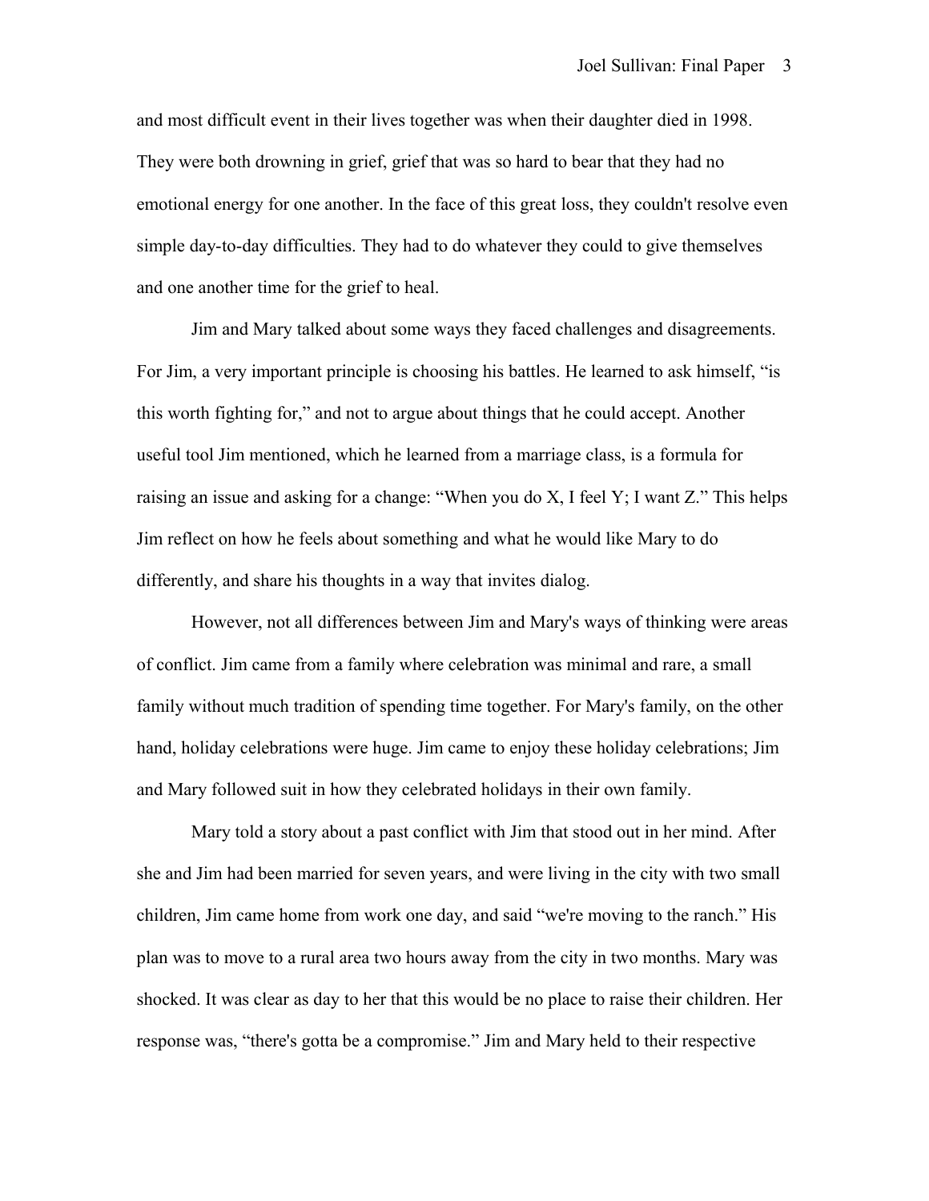and most difficult event in their lives together was when their daughter died in 1998. They were both drowning in grief, grief that was so hard to bear that they had no emotional energy for one another. In the face of this great loss, they couldn't resolve even simple day-to-day difficulties. They had to do whatever they could to give themselves and one another time for the grief to heal.

Jim and Mary talked about some ways they faced challenges and disagreements. For Jim, a very important principle is choosing his battles. He learned to ask himself, "is this worth fighting for," and not to argue about things that he could accept. Another useful tool Jim mentioned, which he learned from a marriage class, is a formula for raising an issue and asking for a change: "When you do X, I feel Y; I want Z." This helps Jim reflect on how he feels about something and what he would like Mary to do differently, and share his thoughts in a way that invites dialog.

However, not all differences between Jim and Mary's ways of thinking were areas of conflict. Jim came from a family where celebration was minimal and rare, a small family without much tradition of spending time together. For Mary's family, on the other hand, holiday celebrations were huge. Jim came to enjoy these holiday celebrations; Jim and Mary followed suit in how they celebrated holidays in their own family.

Mary told a story about a past conflict with Jim that stood out in her mind. After she and Jim had been married for seven years, and were living in the city with two small children, Jim came home from work one day, and said "we're moving to the ranch." His plan was to move to a rural area two hours away from the city in two months. Mary was shocked. It was clear as day to her that this would be no place to raise their children. Her response was, "there's gotta be a compromise." Jim and Mary held to their respective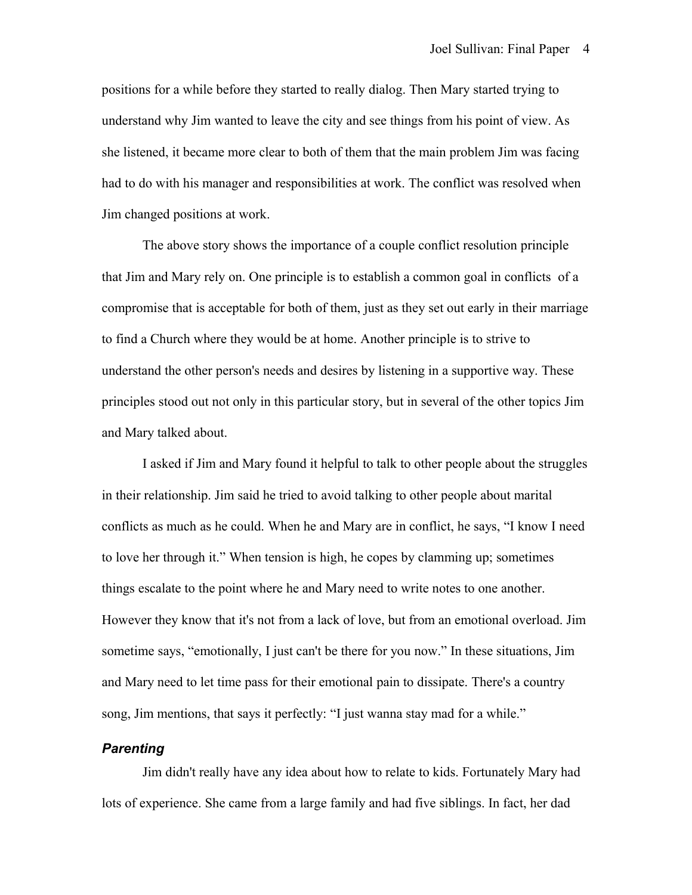positions for a while before they started to really dialog. Then Mary started trying to understand why Jim wanted to leave the city and see things from his point of view. As she listened, it became more clear to both of them that the main problem Jim was facing had to do with his manager and responsibilities at work. The conflict was resolved when Jim changed positions at work.

The above story shows the importance of a couple conflict resolution principle that Jim and Mary rely on. One principle is to establish a common goal in conflicts of a compromise that is acceptable for both of them, just as they set out early in their marriage to find a Church where they would be at home. Another principle is to strive to understand the other person's needs and desires by listening in a supportive way. These principles stood out not only in this particular story, but in several of the other topics Jim and Mary talked about.

I asked if Jim and Mary found it helpful to talk to other people about the struggles in their relationship. Jim said he tried to avoid talking to other people about marital conflicts as much as he could. When he and Mary are in conflict, he says, "I know I need to love her through it." When tension is high, he copes by clamming up; sometimes things escalate to the point where he and Mary need to write notes to one another. However they know that it's not from a lack of love, but from an emotional overload. Jim sometime says, "emotionally, I just can't be there for you now." In these situations, Jim and Mary need to let time pass for their emotional pain to dissipate. There's a country song, Jim mentions, that says it perfectly: "I just wanna stay mad for a while."

### *Parenting*

Jim didn't really have any idea about how to relate to kids. Fortunately Mary had lots of experience. She came from a large family and had five siblings. In fact, her dad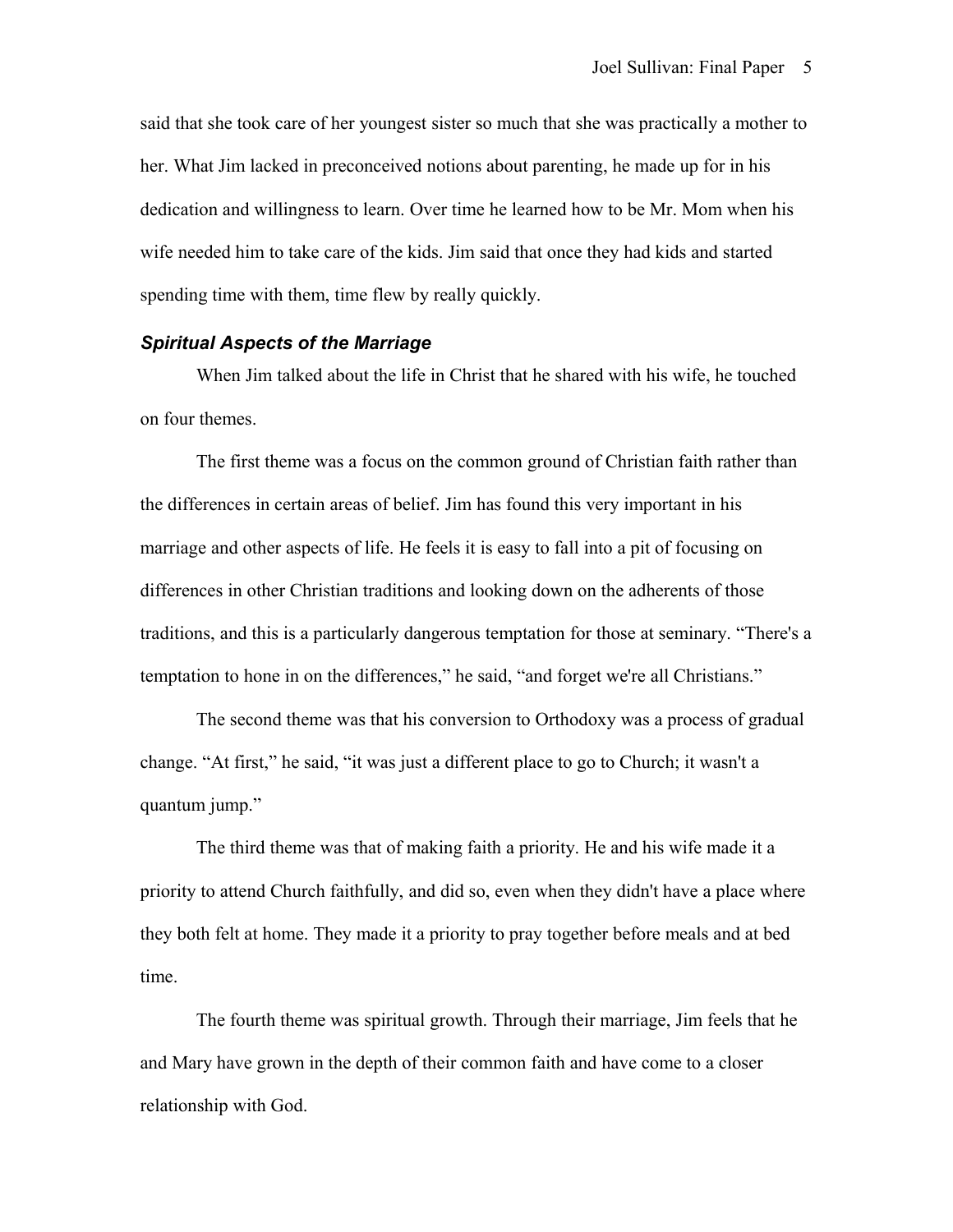said that she took care of her youngest sister so much that she was practically a mother to her. What Jim lacked in preconceived notions about parenting, he made up for in his dedication and willingness to learn. Over time he learned how to be Mr. Mom when his wife needed him to take care of the kids. Jim said that once they had kids and started spending time with them, time flew by really quickly.

### *Spiritual Aspects of the Marriage*

When Jim talked about the life in Christ that he shared with his wife, he touched on four themes.

The first theme was a focus on the common ground of Christian faith rather than the differences in certain areas of belief. Jim has found this very important in his marriage and other aspects of life. He feels it is easy to fall into a pit of focusing on differences in other Christian traditions and looking down on the adherents of those traditions, and this is a particularly dangerous temptation for those at seminary. "There's a temptation to hone in on the differences," he said, "and forget we're all Christians."

The second theme was that his conversion to Orthodoxy was a process of gradual change. "At first," he said, "it was just a different place to go to Church; it wasn't a quantum jump."

The third theme was that of making faith a priority. He and his wife made it a priority to attend Church faithfully, and did so, even when they didn't have a place where they both felt at home. They made it a priority to pray together before meals and at bed time.

The fourth theme was spiritual growth. Through their marriage, Jim feels that he and Mary have grown in the depth of their common faith and have come to a closer relationship with God.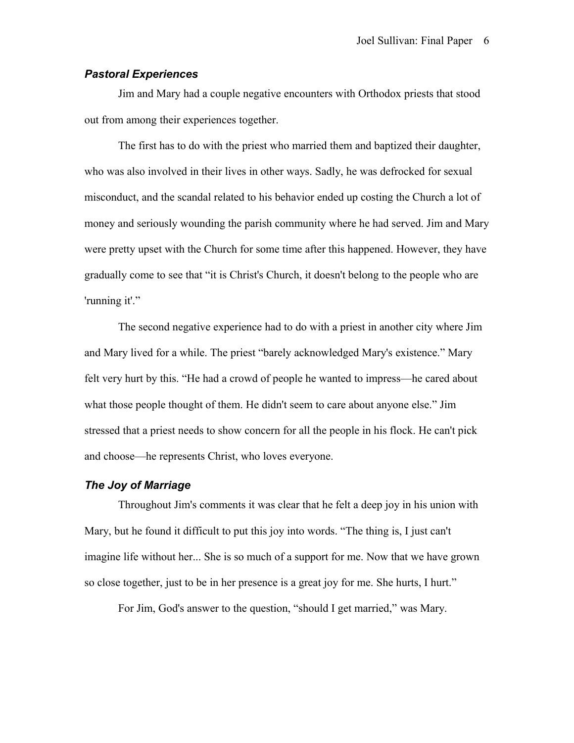### *Pastoral Experiences*

Jim and Mary had a couple negative encounters with Orthodox priests that stood out from among their experiences together.

The first has to do with the priest who married them and baptized their daughter, who was also involved in their lives in other ways. Sadly, he was defrocked for sexual misconduct, and the scandal related to his behavior ended up costing the Church a lot of money and seriously wounding the parish community where he had served. Jim and Mary were pretty upset with the Church for some time after this happened. However, they have gradually come to see that "it is Christ's Church, it doesn't belong to the people who are 'running it'."

The second negative experience had to do with a priest in another city where Jim and Mary lived for a while. The priest "barely acknowledged Mary's existence." Mary felt very hurt by this. "He had a crowd of people he wanted to impress—he cared about what those people thought of them. He didn't seem to care about anyone else." Jim stressed that a priest needs to show concern for all the people in his flock. He can't pick and choose—he represents Christ, who loves everyone.

### *The Joy of Marriage*

Throughout Jim's comments it was clear that he felt a deep joy in his union with Mary, but he found it difficult to put this joy into words. "The thing is, I just can't imagine life without her... She is so much of a support for me. Now that we have grown so close together, just to be in her presence is a great joy for me. She hurts, I hurt."

For Jim, God's answer to the question, "should I get married," was Mary.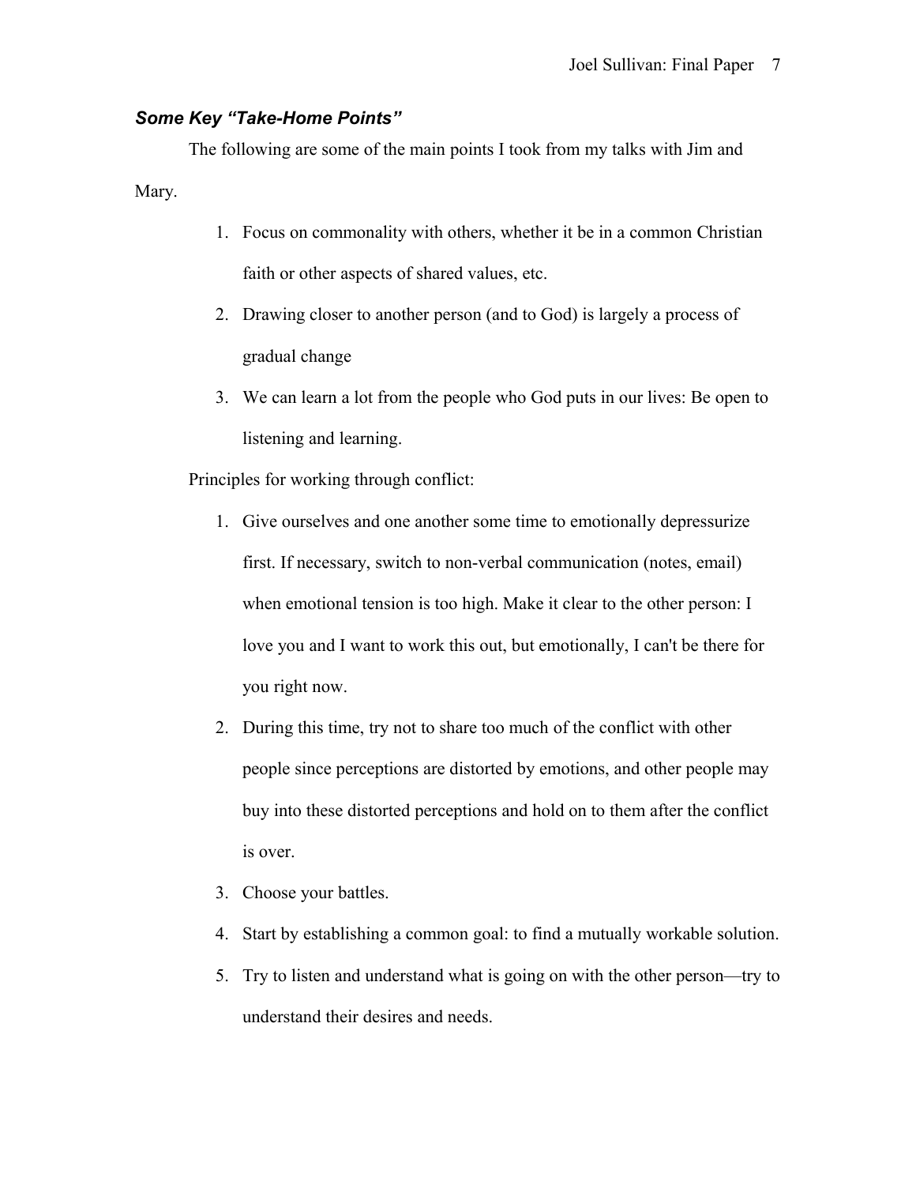### ***Some Key "Take-Home Points"***

The following are some of the main points I took from my talks with Jim and Mary.

1. Focus on commonality with others, whether it be in a common Christian faith or other aspects of shared values, etc.
2. Drawing closer to another person (and to God) is largely a process of gradual change
3. We can learn a lot from the people who God puts in our lives: Be open to listening and learning.

Principles for working through conflict:

1. Give ourselves and one another some time to emotionally depressurize first. If necessary, switch to non-verbal communication (notes, email) when emotional tension is too high. Make it clear to the other person: I love you and I want to work this out, but emotionally, I can't be there for you right now.
2. During this time, try not to share too much of the conflict with other people since perceptions are distorted by emotions, and other people may buy into these distorted perceptions and hold on to them after the conflict is over.
3. Choose your battles.
4. Start by establishing a common goal: to find a mutually workable solution.
5. Try to listen and understand what is going on with the other person—try to understand their desires and needs.